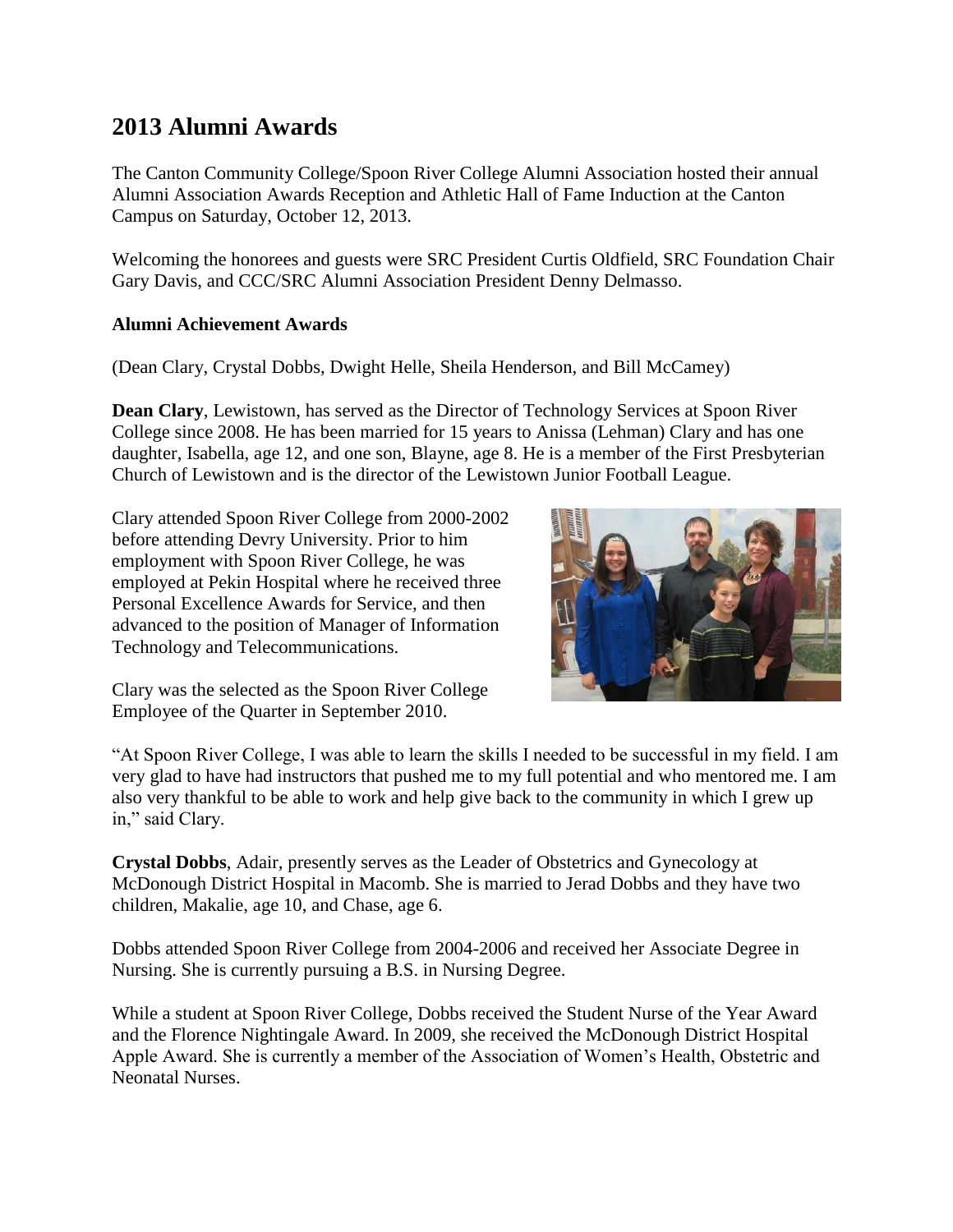## 2013 Alumni Awards

The Canton Community College/Spoon River College Alumni Association hosted their annual Alumni Association Awards Reception and Athletic Hall of Fame Induction at the Canton Campus on Saturday, October 12, 2013.

Welcoming the honorees and guests were SRC President Curtis Oldfield, SRC Foundation Chair Gary Davis, and CCC/SRC Alumni Association President Denny Delmasso.

**Alumni Achievement Awards**

(Dean Clary, Crystal Dobbs, Dwight Helle, Sheila Henderson, and Bill McCamey)

**Dean Clary**, Lewistown, has served as the Director of Technology Services at Spoon River College since 2008. He has been married for 15 years to Anissa (Lehman) Clary and has one daughter, Isabella, age 12, and one son, Blayne, age 8. He is a member of the First Presbyterian Church of Lewistown and is the director of the Lewistown Junior Football League.

Clary attended Spoon River College from 2000-2002 before attending Devry University. Prior to him employment with Spoon River College, he was employed at Pekin Hospital where he received three Personal Excellence Awards for Service, and then advanced to the position of Manager of Information Technology and Telecommunications.

Clary was the selected as the Spoon River College Employee of the Quarter in September 2010.

"At Spoon River College, I was able to learn the skills I needed to be successful in my field. I am very glad to have had instructors that pushed me to my full potential and who mentored me. I am also very thankful to be able to work and help give back to the community in which I grew up in," said Clary.

**Crystal Dobbs**, Adair, presently serves as the Leader of Obstetrics and Gynecology at McDonough District Hospital in Macomb. She is married to Jerad Dobbs and they have two children, Makalie, age 10, and Chase, age 6.

Dobbs attended Spoon River College from 2004-2006 and received her Associate Degree in Nursing. She is currently pursuing a B.S. in Nursing Degree.

While a student at Spoon River College, Dobbs received the Student Nurse of the Year Award and the Florence Nightingale Award. In 2009, she received the McDonough District Hospital Apple Award. She is currently a member of the Association of Women's Health, Obstetric and Neonatal Nurses.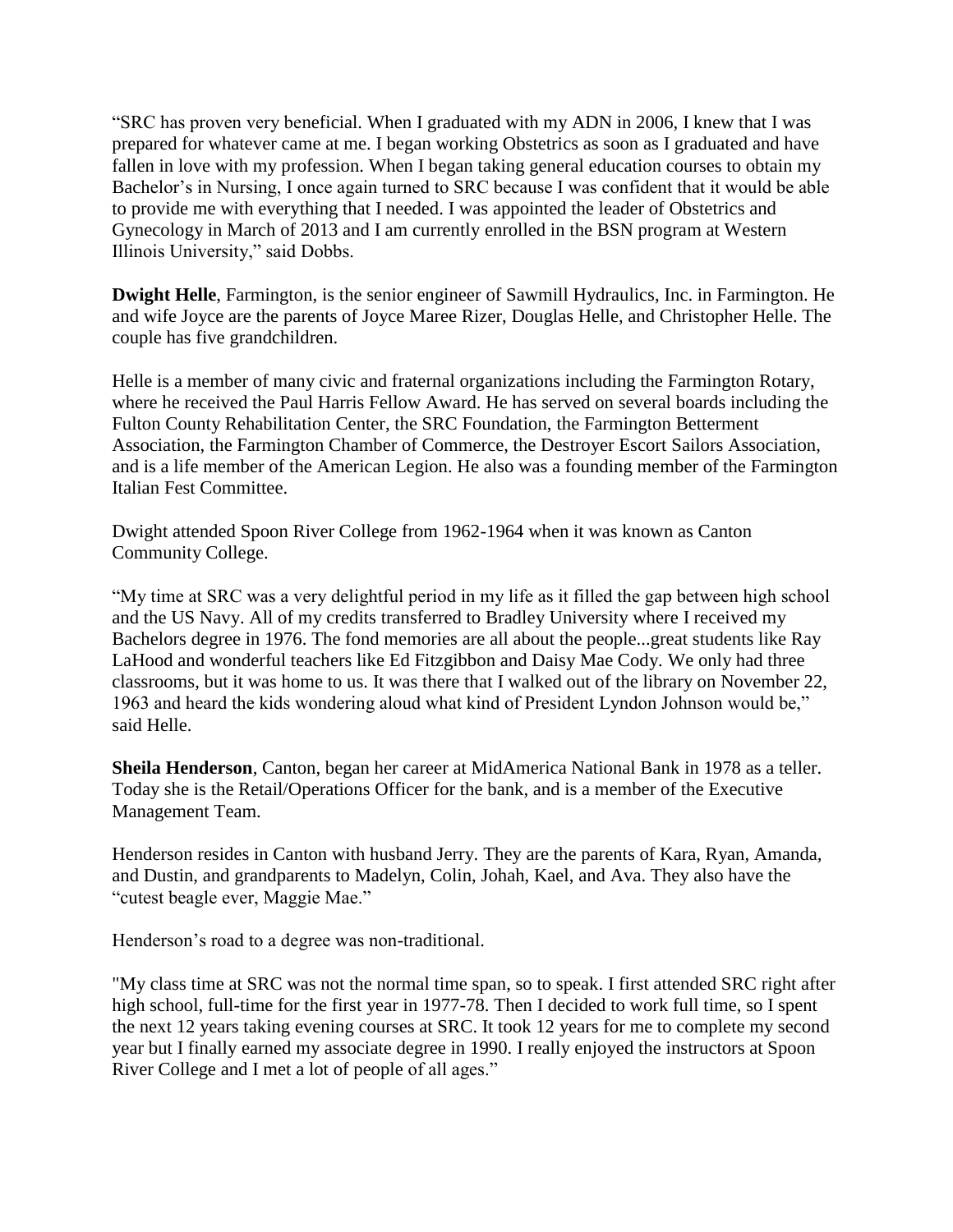"SRC has proven very beneficial. When I graduated with my ADN in 2006, I knew that I was prepared for whatever came at me. I began working Obstetrics as soon as I graduated and have fallen in love with my profession. When I began taking general education courses to obtain my Bachelor's in Nursing, I once again turned to SRC because I was confident that it would be able to provide me with everything that I needed. I was appointed the leader of Obstetrics and Gynecology in March of 2013 and I am currently enrolled in the BSN program at Western Illinois University," said Dobbs.

**Dwight Helle**, Farmington, is the senior engineer of Sawmill Hydraulics, Inc. in Farmington. He and wife Joyce are the parents of Joyce Maree Rizer, Douglas Helle, and Christopher Helle. The couple has five grandchildren.

Helle is a member of many civic and fraternal organizations including the Farmington Rotary, where he received the Paul Harris Fellow Award. He has served on several boards including the Fulton County Rehabilitation Center, the SRC Foundation, the Farmington Betterment Association, the Farmington Chamber of Commerce, the Destroyer Escort Sailors Association, and is a life member of the American Legion. He also was a founding member of the Farmington Italian Fest Committee.

Dwight attended Spoon River College from 1962-1964 when it was known as Canton Community College.

"My time at SRC was a very delightful period in my life as it filled the gap between high school and the US Navy. All of my credits transferred to Bradley University where I received my Bachelors degree in 1976. The fond memories are all about the people...great students like Ray LaHood and wonderful teachers like Ed Fitzgibbon and Daisy Mae Cody. We only had three classrooms, but it was home to us. It was there that I walked out of the library on November 22, 1963 and heard the kids wondering aloud what kind of President Lyndon Johnson would be," said Helle.

**Sheila Henderson**, Canton, began her career at MidAmerica National Bank in 1978 as a teller. Today she is the Retail/Operations Officer for the bank, and is a member of the Executive Management Team.

Henderson resides in Canton with husband Jerry. They are the parents of Kara, Ryan, Amanda, and Dustin, and grandparents to Madelyn, Colin, Johah, Kael, and Ava. They also have the "cutest beagle ever, Maggie Mae."

Henderson's road to a degree was non-traditional.

"My class time at SRC was not the normal time span, so to speak. I first attended SRC right after high school, full-time for the first year in 1977-78. Then I decided to work full time, so I spent the next 12 years taking evening courses at SRC. It took 12 years for me to complete my second year but I finally earned my associate degree in 1990. I really enjoyed the instructors at Spoon River College and I met a lot of people of all ages."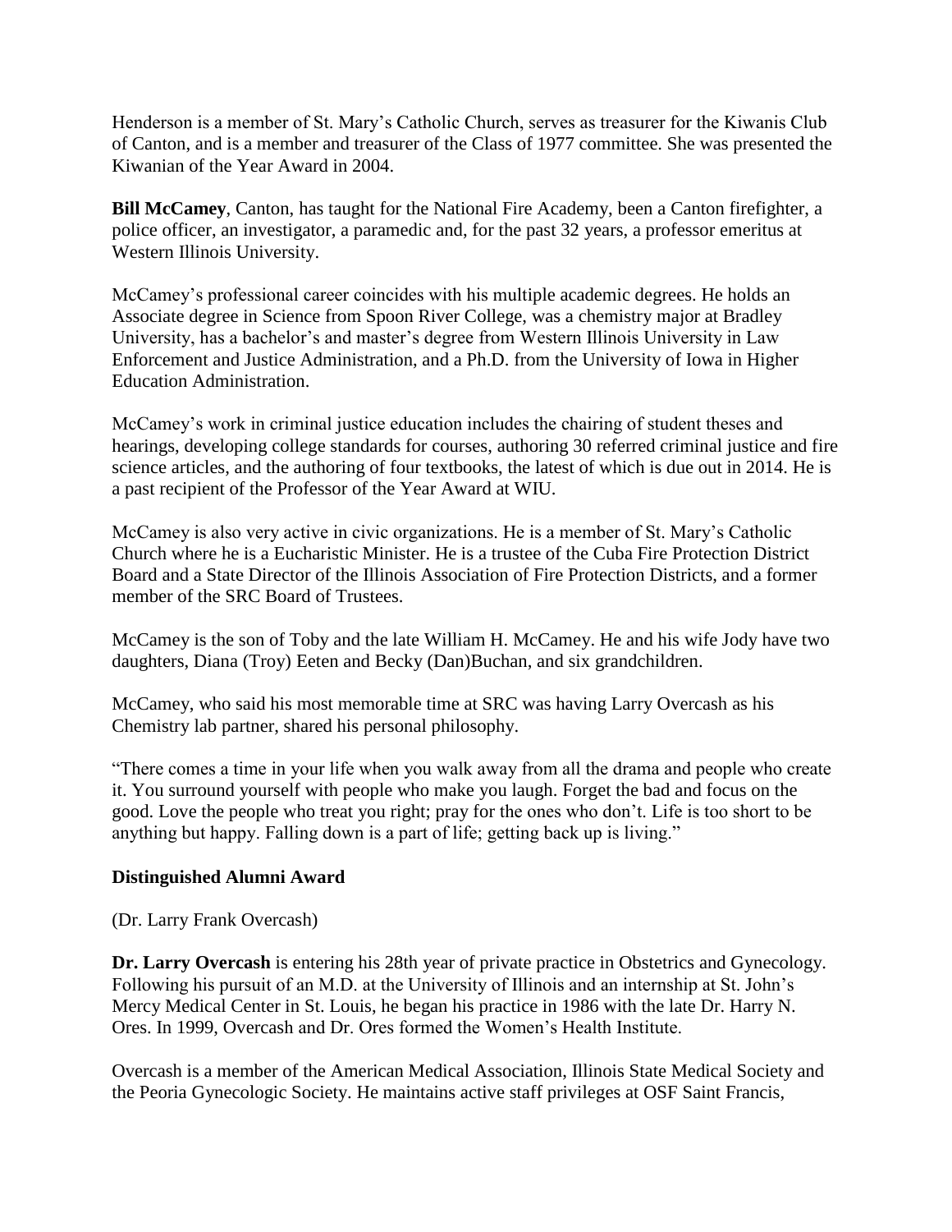Henderson is a member of St. Mary's Catholic Church, serves as treasurer for the Kiwanis Club of Canton, and is a member and treasurer of the Class of 1977 committee. She was presented the Kiwanian of the Year Award in 2004.

**Bill McCamey**, Canton, has taught for the National Fire Academy, been a Canton firefighter, a police officer, an investigator, a paramedic and, for the past 32 years, a professor emeritus at Western Illinois University.

McCamey's professional career coincides with his multiple academic degrees. He holds an Associate degree in Science from Spoon River College, was a chemistry major at Bradley University, has a bachelor's and master's degree from Western Illinois University in Law Enforcement and Justice Administration, and a Ph.D. from the University of Iowa in Higher Education Administration.

McCamey's work in criminal justice education includes the chairing of student theses and hearings, developing college standards for courses, authoring 30 referred criminal justice and fire science articles, and the authoring of four textbooks, the latest of which is due out in 2014. He is a past recipient of the Professor of the Year Award at WIU.

McCamey is also very active in civic organizations. He is a member of St. Mary's Catholic Church where he is a Eucharistic Minister. He is a trustee of the Cuba Fire Protection District Board and a State Director of the Illinois Association of Fire Protection Districts, and a former member of the SRC Board of Trustees.

McCamey is the son of Toby and the late William H. McCamey. He and his wife Jody have two daughters, Diana (Troy) Eeten and Becky (Dan)Buchan, and six grandchildren.

McCamey, who said his most memorable time at SRC was having Larry Overcash as his Chemistry lab partner, shared his personal philosophy.

"There comes a time in your life when you walk away from all the drama and people who create it. You surround yourself with people who make you laugh. Forget the bad and focus on the good. Love the people who treat you right; pray for the ones who don't. Life is too short to be anything but happy. Falling down is a part of life; getting back up is living."

**Distinguished Alumni Award**

(Dr. Larry Frank Overcash)

**Dr. Larry Overcash** is entering his 28th year of private practice in Obstetrics and Gynecology. Following his pursuit of an M.D. at the University of Illinois and an internship at St. John's Mercy Medical Center in St. Louis, he began his practice in 1986 with the late Dr. Harry N. Ores. In 1999, Overcash and Dr. Ores formed the Women's Health Institute.

Overcash is a member of the American Medical Association, Illinois State Medical Society and the Peoria Gynecologic Society. He maintains active staff privileges at OSF Saint Francis,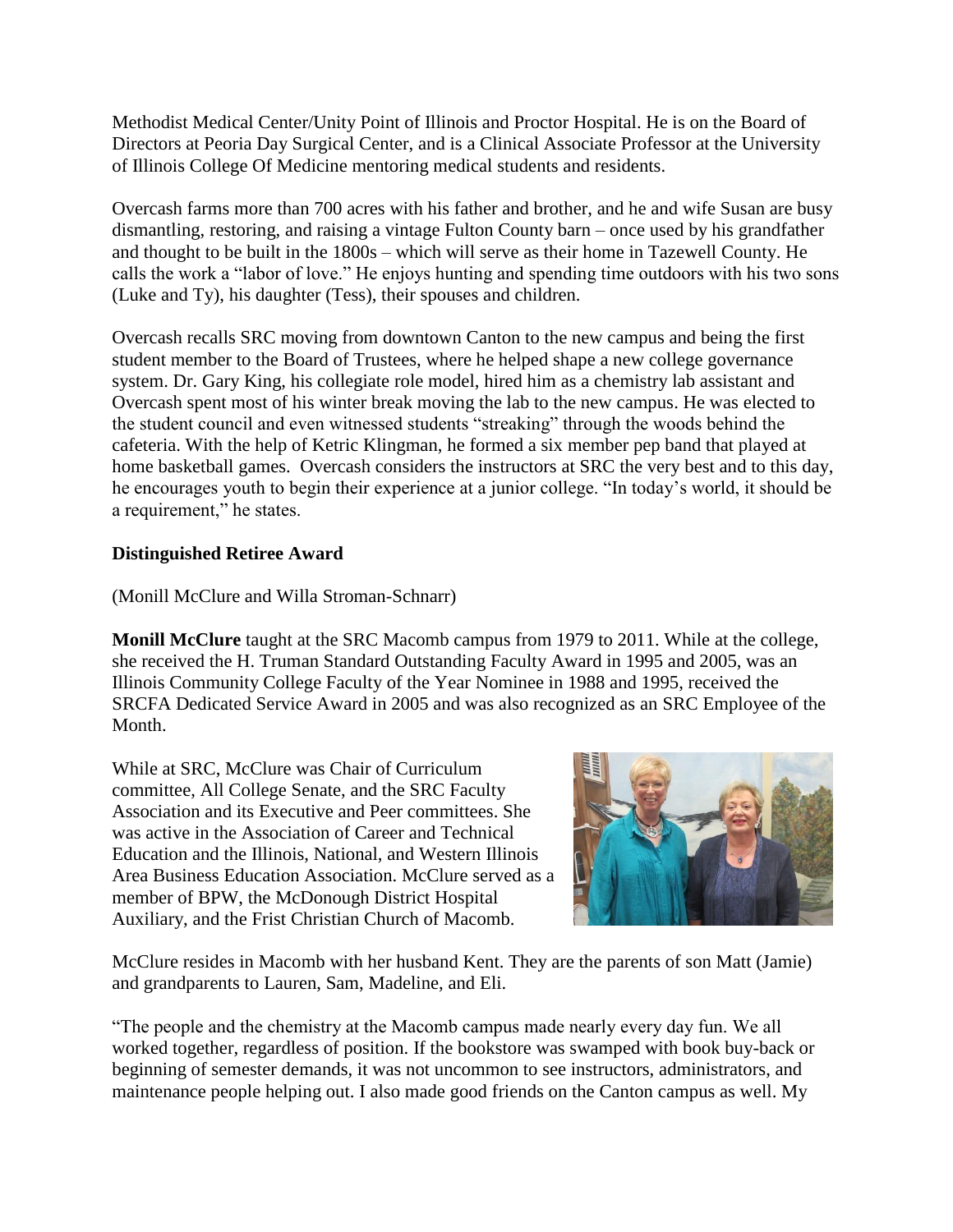Methodist Medical Center/Unity Point of Illinois and Proctor Hospital. He is on the Board of Directors at Peoria Day Surgical Center, and is a Clinical Associate Professor at the University of Illinois College Of Medicine mentoring medical students and residents.

Overcash farms more than 700 acres with his father and brother, and he and wife Susan are busy dismantling, restoring, and raising a vintage Fulton County barn – once used by his grandfather and thought to be built in the 1800s – which will serve as their home in Tazewell County. He calls the work a "labor of love." He enjoys hunting and spending time outdoors with his two sons (Luke and Ty), his daughter (Tess), their spouses and children.

Overcash recalls SRC moving from downtown Canton to the new campus and being the first student member to the Board of Trustees, where he helped shape a new college governance system. Dr. Gary King, his collegiate role model, hired him as a chemistry lab assistant and Overcash spent most of his winter break moving the lab to the new campus. He was elected to the student council and even witnessed students "streaking" through the woods behind the cafeteria. With the help of Ketric Klingman, he formed a six member pep band that played at home basketball games. Overcash considers the instructors at SRC the very best and to this day, he encourages youth to begin their experience at a junior college. "In today's world, it should be a requirement," he states.

**Distinguished Retiree Award**

(Monill McClure and Willa Stroman-Schnarr)

**Monill McClure** taught at the SRC Macomb campus from 1979 to 2011. While at the college, she received the H. Truman Standard Outstanding Faculty Award in 1995 and 2005, was an Illinois Community College Faculty of the Year Nominee in 1988 and 1995, received the SRCFA Dedicated Service Award in 2005 and was also recognized as an SRC Employee of the Month.

While at SRC, McClure was Chair of Curriculum committee, All College Senate, and the SRC Faculty Association and its Executive and Peer committees. She was active in the Association of Career and Technical Education and the Illinois, National, and Western Illinois Area Business Education Association. McClure served as a member of BPW, the McDonough District Hospital Auxiliary, and the Frist Christian Church of Macomb.

McClure resides in Macomb with her husband Kent. They are the parents of son Matt (Jamie) and grandparents to Lauren, Sam, Madeline, and Eli.

"The people and the chemistry at the Macomb campus made nearly every day fun. We all worked together, regardless of position. If the bookstore was swamped with book buy-back or beginning of semester demands, it was not uncommon to see instructors, administrators, and maintenance people helping out. I also made good friends on the Canton campus as well. My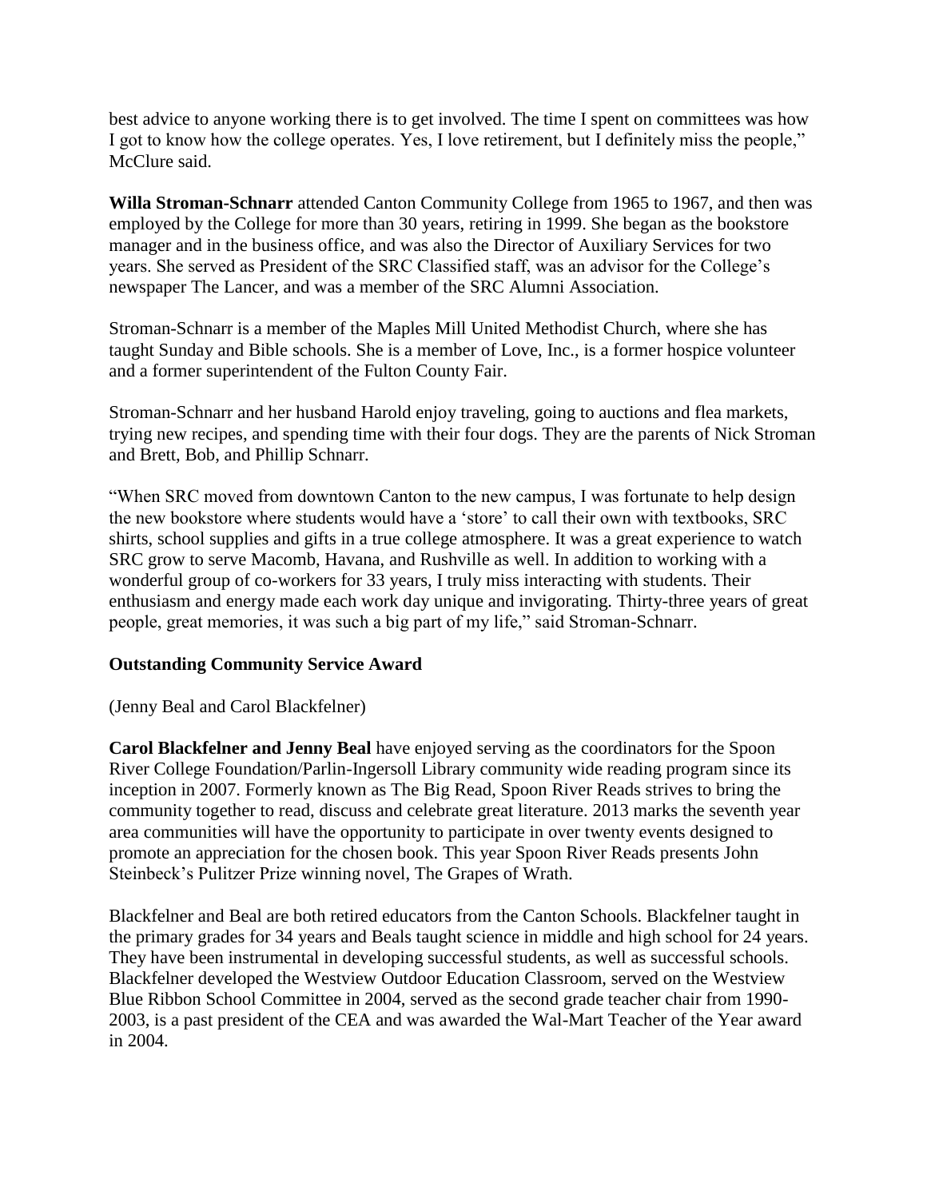best advice to anyone working there is to get involved. The time I spent on committees was how I got to know how the college operates. Yes, I love retirement, but I definitely miss the people," McClure said.

**Willa Stroman-Schnarr** attended Canton Community College from 1965 to 1967, and then was employed by the College for more than 30 years, retiring in 1999. She began as the bookstore manager and in the business office, and was also the Director of Auxiliary Services for two years. She served as President of the SRC Classified staff, was an advisor for the College's newspaper The Lancer, and was a member of the SRC Alumni Association.

Stroman-Schnarr is a member of the Maples Mill United Methodist Church, where she has taught Sunday and Bible schools. She is a member of Love, Inc., is a former hospice volunteer and a former superintendent of the Fulton County Fair.

Stroman-Schnarr and her husband Harold enjoy traveling, going to auctions and flea markets, trying new recipes, and spending time with their four dogs. They are the parents of Nick Stroman and Brett, Bob, and Phillip Schnarr.

"When SRC moved from downtown Canton to the new campus, I was fortunate to help design the new bookstore where students would have a 'store' to call their own with textbooks, SRC shirts, school supplies and gifts in a true college atmosphere. It was a great experience to watch SRC grow to serve Macomb, Havana, and Rushville as well. In addition to working with a wonderful group of co-workers for 33 years, I truly miss interacting with students. Their enthusiasm and energy made each work day unique and invigorating. Thirty-three years of great people, great memories, it was such a big part of my life," said Stroman-Schnarr.

**Outstanding Community Service Award**

(Jenny Beal and Carol Blackfelner)

**Carol Blackfelner and Jenny Beal** have enjoyed serving as the coordinators for the Spoon River College Foundation/Parlin-Ingersoll Library community wide reading program since its inception in 2007. Formerly known as The Big Read, Spoon River Reads strives to bring the community together to read, discuss and celebrate great literature. 2013 marks the seventh year area communities will have the opportunity to participate in over twenty events designed to promote an appreciation for the chosen book. This year Spoon River Reads presents John Steinbeck's Pulitzer Prize winning novel, The Grapes of Wrath.

Blackfelner and Beal are both retired educators from the Canton Schools. Blackfelner taught in the primary grades for 34 years and Beals taught science in middle and high school for 24 years. They have been instrumental in developing successful students, as well as successful schools. Blackfelner developed the Westview Outdoor Education Classroom, served on the Westview Blue Ribbon School Committee in 2004, served as the second grade teacher chair from 1990-2003, is a past president of the CEA and was awarded the Wal-Mart Teacher of the Year award in 2004.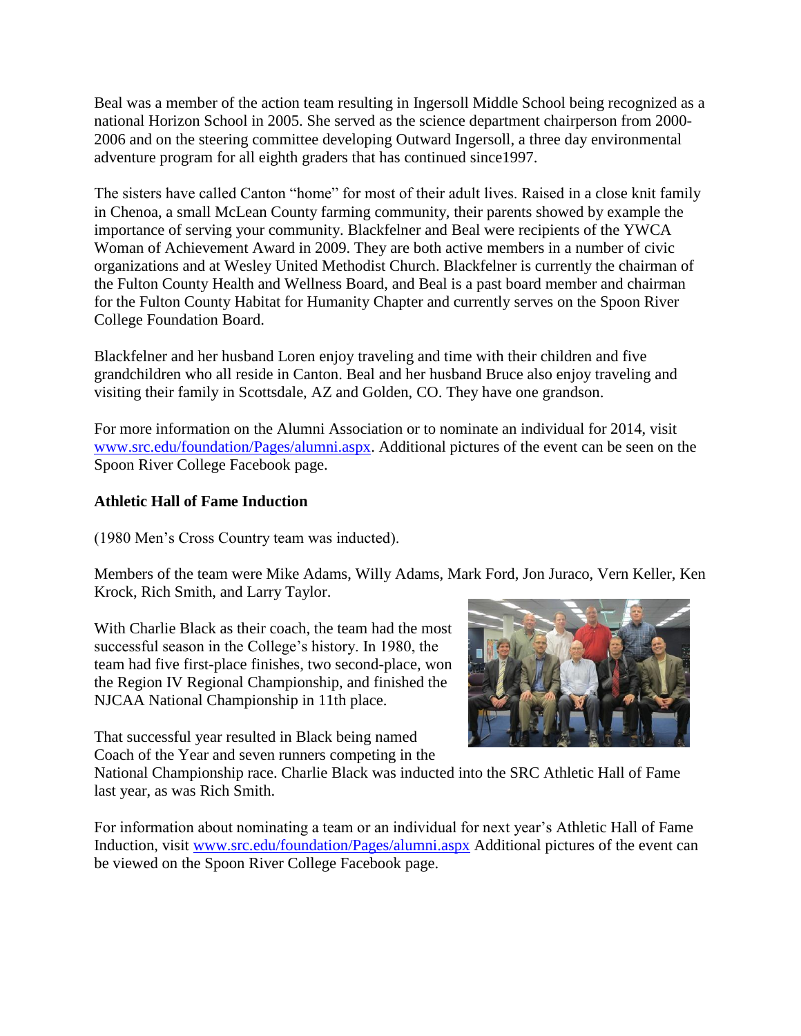Beal was a member of the action team resulting in Ingersoll Middle School being recognized as a national Horizon School in 2005. She served as the science department chairperson from 2000-2006 and on the steering committee developing Outward Ingersoll, a three day environmental adventure program for all eighth graders that has continued since1997.

The sisters have called Canton "home" for most of their adult lives. Raised in a close knit family in Chenoa, a small McLean County farming community, their parents showed by example the importance of serving your community. Blackfelner and Beal were recipients of the YWCA Woman of Achievement Award in 2009. They are both active members in a number of civic organizations and at Wesley United Methodist Church. Blackfelner is currently the chairman of the Fulton County Health and Wellness Board, and Beal is a past board member and chairman for the Fulton County Habitat for Humanity Chapter and currently serves on the Spoon River College Foundation Board.

Blackfelner and her husband Loren enjoy traveling and time with their children and five grandchildren who all reside in Canton. Beal and her husband Bruce also enjoy traveling and visiting their family in Scottsdale, AZ and Golden, CO. They have one grandson.

For more information on the Alumni Association or to nominate an individual for 2014, visit www.src.edu/foundation/Pages/alumni.aspx. Additional pictures of the event can be seen on the Spoon River College Facebook page.

**Athletic Hall of Fame Induction**

(1980 Men's Cross Country team was inducted).

Members of the team were Mike Adams, Willy Adams, Mark Ford, Jon Juraco, Vern Keller, Ken Krock, Rich Smith, and Larry Taylor.

With Charlie Black as their coach, the team had the most successful season in the College's history. In 1980, the team had five first-place finishes, two second-place, won the Region IV Regional Championship, and finished the NJCAA National Championship in 11th place.

That successful year resulted in Black being named Coach of the Year and seven runners competing in the National Championship race. Charlie Black was inducted into the SRC Athletic Hall of Fame last year, as was Rich Smith.

For information about nominating a team or an individual for next year's Athletic Hall of Fame Induction, visit www.src.edu/foundation/Pages/alumni.aspx Additional pictures of the event can be viewed on the Spoon River College Facebook page.